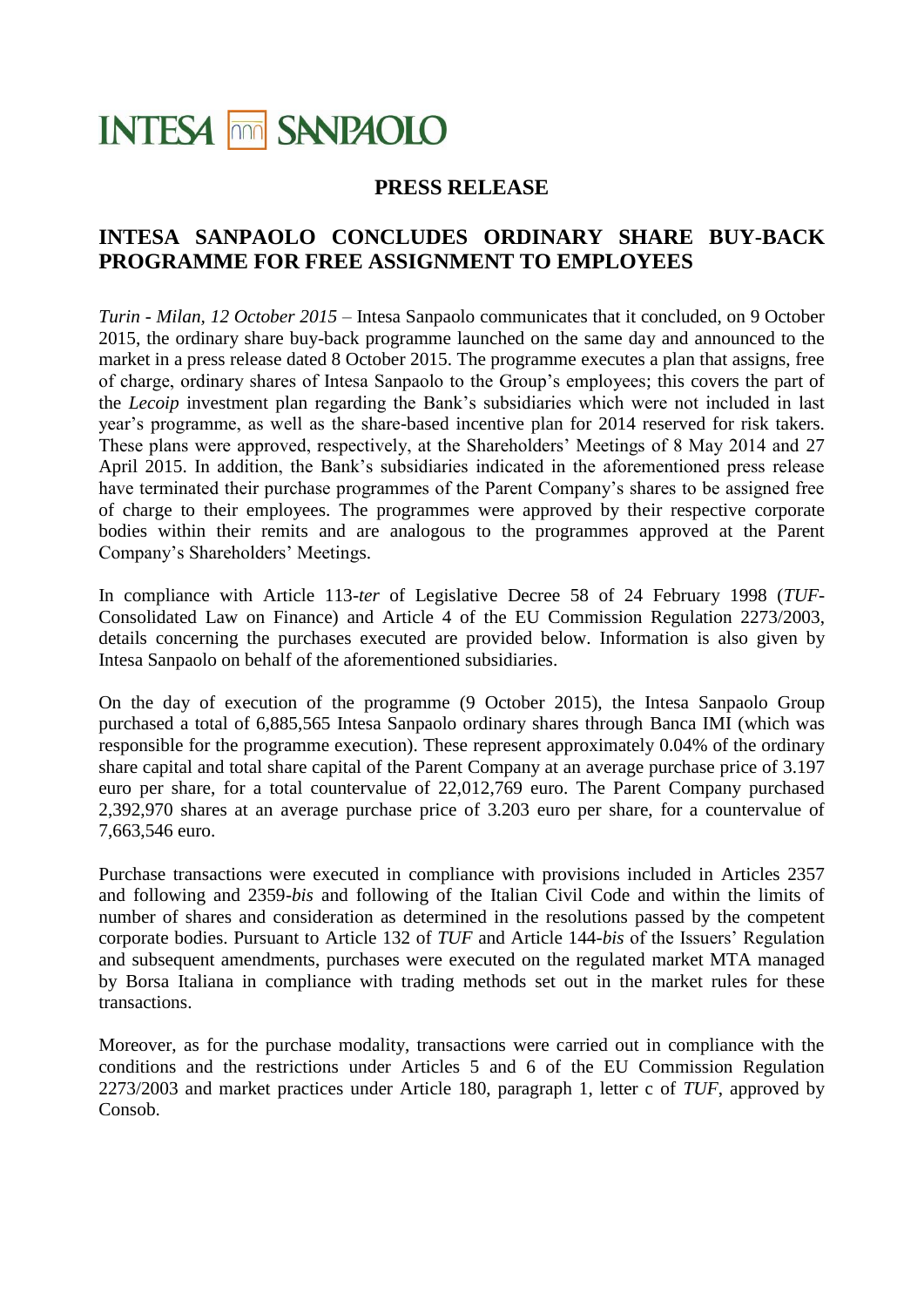INTESA SANPAOLO

## PRESS RELEASE

# INTESA SANPAOLO CONCLUDES ORDINARY SHARE BUY-BACK PROGRAMME FOR FREE ASSIGNMENT TO EMPLOYEES

*Turin - Milan, 12 October 2015* – Intesa Sanpaolo communicates that it concluded, on 9 October 2015, the ordinary share buy-back programme launched on the same day and announced to the market in a press release dated 8 October 2015. The programme executes a plan that assigns, free of charge, ordinary shares of Intesa Sanpaolo to the Group's employees; this covers the part of the *Lecoip* investment plan regarding the Bank's subsidiaries which were not included in last year's programme, as well as the share-based incentive plan for 2014 reserved for risk takers. These plans were approved, respectively, at the Shareholders' Meetings of 8 May 2014 and 27 April 2015. In addition, the Bank's subsidiaries indicated in the aforementioned press release have terminated their purchase programmes of the Parent Company's shares to be assigned free of charge to their employees. The programmes were approved by their respective corporate bodies within their remits and are analogous to the programmes approved at the Parent Company's Shareholders' Meetings.

In compliance with Article 113-*ter* of Legislative Decree 58 of 24 February 1998 (*TUF*-Consolidated Law on Finance) and Article 4 of the EU Commission Regulation 2273/2003, details concerning the purchases executed are provided below. Information is also given by Intesa Sanpaolo on behalf of the aforementioned subsidiaries.

On the day of execution of the programme (9 October 2015), the Intesa Sanpaolo Group purchased a total of 6,885,565 Intesa Sanpaolo ordinary shares through Banca IMI (which was responsible for the programme execution). These represent approximately 0.04% of the ordinary share capital and total share capital of the Parent Company at an average purchase price of 3.197 euro per share, for a total countervalue of 22,012,769 euro. The Parent Company purchased 2,392,970 shares at an average purchase price of 3.203 euro per share, for a countervalue of 7,663,546 euro.

Purchase transactions were executed in compliance with provisions included in Articles 2357 and following and 2359-*bis* and following of the Italian Civil Code and within the limits of number of shares and consideration as determined in the resolutions passed by the competent corporate bodies. Pursuant to Article 132 of *TUF* and Article 144-*bis* of the Issuers' Regulation and subsequent amendments, purchases were executed on the regulated market MTA managed by Borsa Italiana in compliance with trading methods set out in the market rules for these transactions.

Moreover, as for the purchase modality, transactions were carried out in compliance with the conditions and the restrictions under Articles 5 and 6 of the EU Commission Regulation 2273/2003 and market practices under Article 180, paragraph 1, letter c of *TUF*, approved by Consob.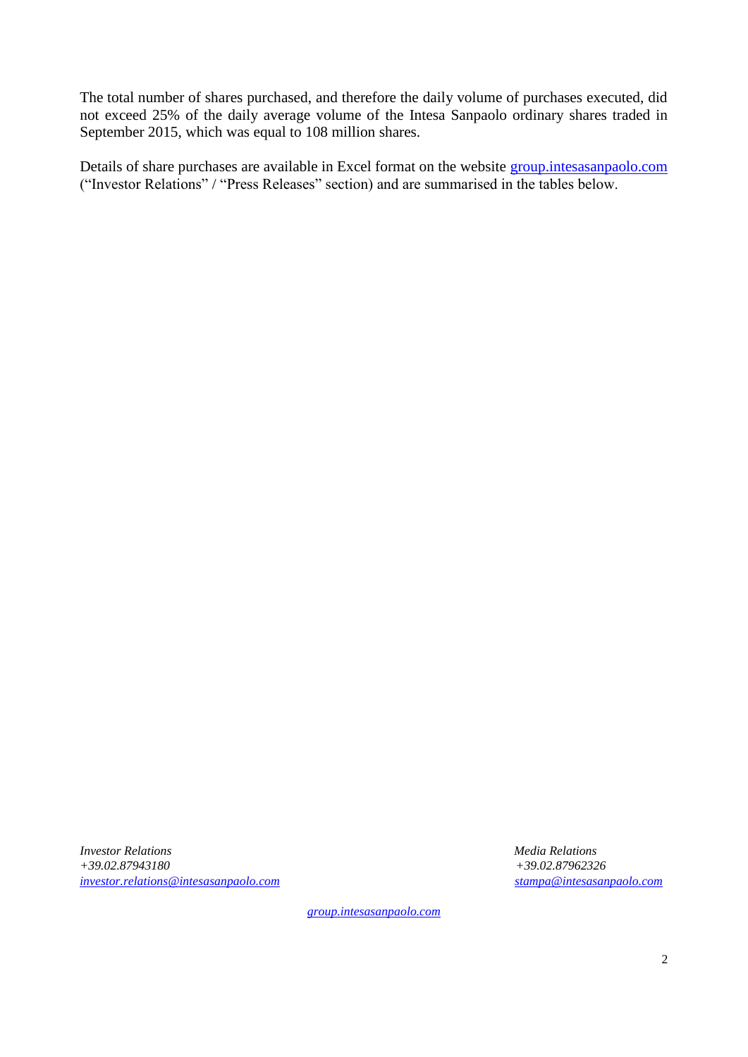The total number of shares purchased, and therefore the daily volume of purchases executed, did not exceed 25% of the daily average volume of the Intesa Sanpaolo ordinary shares traded in September 2015, which was equal to 108 million shares.

Details of share purchases are available in Excel format on the website [group.intesasanpaolo.com](http://group.intesasanpaolo.com) ("Investor Relations" / "Press Releases" section) and are summarised in the tables below.

*Investor Relations*
*+39.02.87943180*
*[investor.relations@intesasanpaolo.com](mailto:investor.relations@intesasanpaolo.com)*

*Media Relations*
*+39.02.87962326*
*[stampa@intesasanpaolo.com](mailto:stampa@intesasanpaolo.com)*

*[group.intesasanpaolo.com](http://group.intesasanpaolo.com)*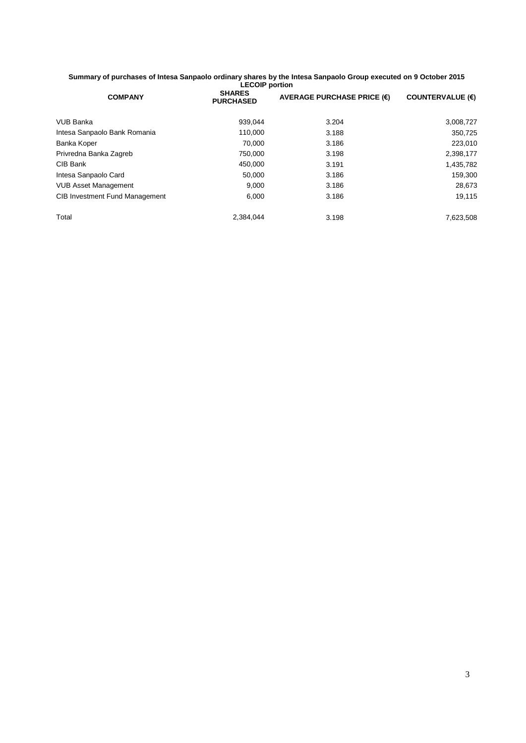**Summary of purchases of Intesa Sanpaolo ordinary shares by the Intesa Sanpaolo Group executed on 9 October 2015**

**LECOIP portion**

| COMPANY | SHARES PURCHASED | AVERAGE PURCHASE PRICE (€) | COUNTERVALUE (€) |
|---|---|---|---|
| VUB Banka | 939,044 | 3.204 | 3,008,727 |
| Intesa Sanpaolo Bank Romania | 110,000 | 3.188 | 350,725 |
| Banka Koper | 70,000 | 3.186 | 223,010 |
| Privredna Banka Zagreb | 750,000 | 3.198 | 2,398,177 |
| CIB Bank | 450,000 | 3.191 | 1,435,782 |
| Intesa Sanpaolo Card | 50,000 | 3.186 | 159,300 |
| VUB Asset Management | 9,000 | 3.186 | 28,673 |
| CIB Investment Fund Management | 6,000 | 3.186 | 19,115 |
| Total | 2,384,044 | 3.198 | 7,623,508 |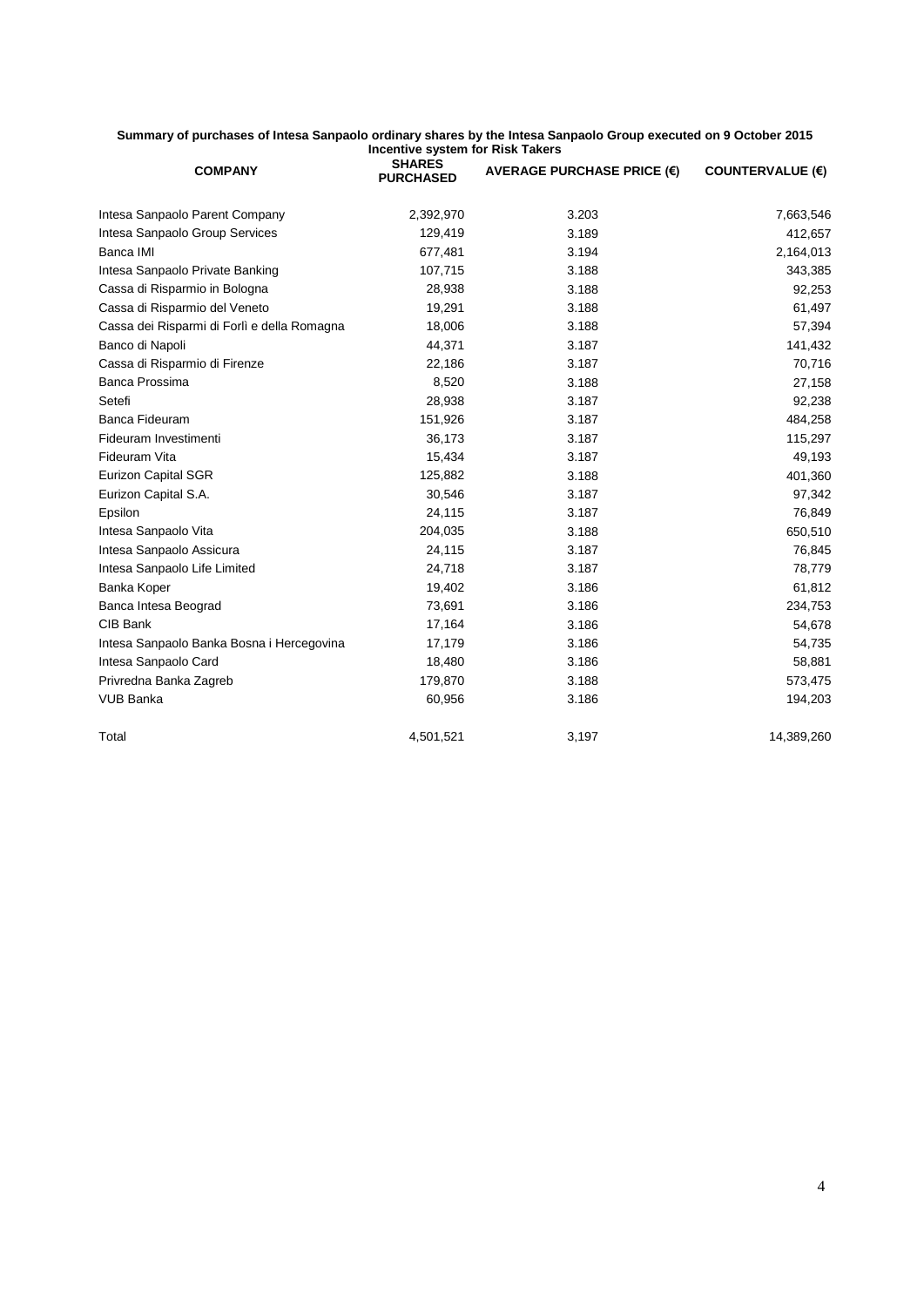**Summary of purchases of Intesa Sanpaolo ordinary shares by the Intesa Sanpaolo Group executed on 9 October 2015**

**Incentive system for Risk Takers**

| COMPANY | SHARES PURCHASED | AVERAGE PURCHASE PRICE (€) | COUNTERVALUE (€) |
|---|---|---|---|
| Intesa Sanpaolo Parent Company | 2,392,970 | 3.203 | 7,663,546 |
| Intesa Sanpaolo Group Services | 129,419 | 3.189 | 412,657 |
| Banca IMI | 677,481 | 3.194 | 2,164,013 |
| Intesa Sanpaolo Private Banking | 107,715 | 3.188 | 343,385 |
| Cassa di Risparmio in Bologna | 28,938 | 3.188 | 92,253 |
| Cassa di Risparmio del Veneto | 19,291 | 3.188 | 61,497 |
| Cassa dei Risparmi di Forlì e della Romagna | 18,006 | 3.188 | 57,394 |
| Banco di Napoli | 44,371 | 3.187 | 141,432 |
| Cassa di Risparmio di Firenze | 22,186 | 3.187 | 70,716 |
| Banca Prossima | 8,520 | 3.188 | 27,158 |
| Setefi | 28,938 | 3.187 | 92,238 |
| Banca Fideuram | 151,926 | 3.187 | 484,258 |
| Fideuram Investimenti | 36,173 | 3.187 | 115,297 |
| Fideuram Vita | 15,434 | 3.187 | 49,193 |
| Eurizon Capital SGR | 125,882 | 3.188 | 401,360 |
| Eurizon Capital S.A. | 30,546 | 3.187 | 97,342 |
| Epsilon | 24,115 | 3.187 | 76,849 |
| Intesa Sanpaolo Vita | 204,035 | 3.188 | 650,510 |
| Intesa Sanpaolo Assicura | 24,115 | 3.187 | 76,845 |
| Intesa Sanpaolo Life Limited | 24,718 | 3.187 | 78,779 |
| Banka Koper | 19,402 | 3.186 | 61,812 |
| Banca Intesa Beograd | 73,691 | 3.186 | 234,753 |
| CIB Bank | 17,164 | 3.186 | 54,678 |
| Intesa Sanpaolo Banka Bosna i Hercegovina | 17,179 | 3.186 | 54,735 |
| Intesa Sanpaolo Card | 18,480 | 3.186 | 58,881 |
| Privredna Banka Zagreb | 179,870 | 3.188 | 573,475 |
| VUB Banka | 60,956 | 3.186 | 194,203 |
| Total | 4,501,521 | 3,197 | 14,389,260 |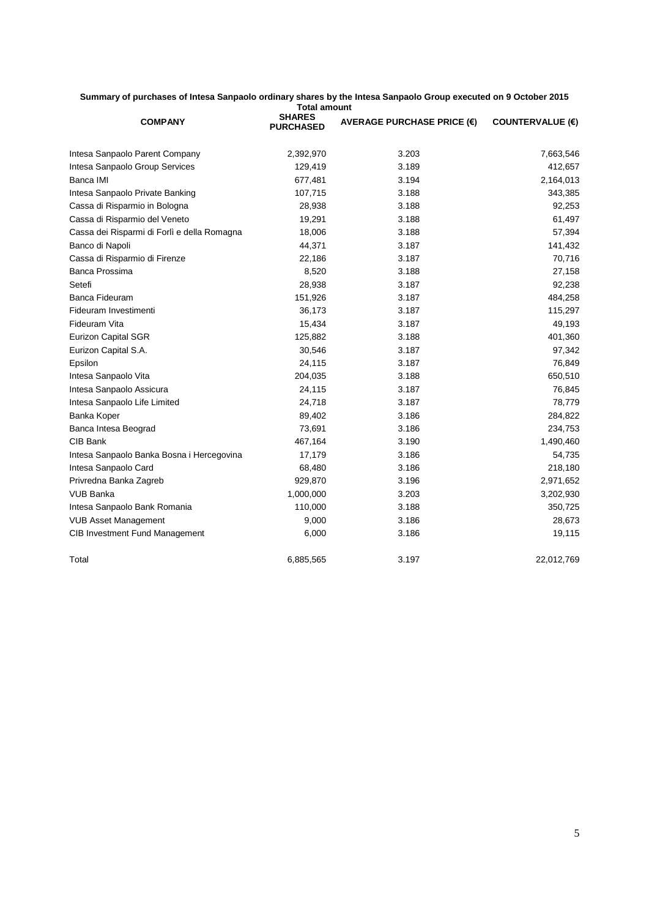**Summary of purchases of Intesa Sanpaolo ordinary shares by the Intesa Sanpaolo Group executed on 9 October 2015**

| COMPANY | Total amount SHARES PURCHASED | AVERAGE PURCHASE PRICE (€) | COUNTERVALUE (€) |
|---|---|---|---|
| Intesa Sanpaolo Parent Company | 2,392,970 | 3.203 | 7,663,546 |
| Intesa Sanpaolo Group Services | 129,419 | 3.189 | 412,657 |
| Banca IMI | 677,481 | 3.194 | 2,164,013 |
| Intesa Sanpaolo Private Banking | 107,715 | 3.188 | 343,385 |
| Cassa di Risparmio in Bologna | 28,938 | 3.188 | 92,253 |
| Cassa di Risparmio del Veneto | 19,291 | 3.188 | 61,497 |
| Cassa dei Risparmi di Forlì e della Romagna | 18,006 | 3.188 | 57,394 |
| Banco di Napoli | 44,371 | 3.187 | 141,432 |
| Cassa di Risparmio di Firenze | 22,186 | 3.187 | 70,716 |
| Banca Prossima | 8,520 | 3.188 | 27,158 |
| Setefi | 28,938 | 3.187 | 92,238 |
| Banca Fideuram | 151,926 | 3.187 | 484,258 |
| Fideuram Investimenti | 36,173 | 3.187 | 115,297 |
| Fideuram Vita | 15,434 | 3.187 | 49,193 |
| Eurizon Capital SGR | 125,882 | 3.188 | 401,360 |
| Eurizon Capital S.A. | 30,546 | 3.187 | 97,342 |
| Epsilon | 24,115 | 3.187 | 76,849 |
| Intesa Sanpaolo Vita | 204,035 | 3.188 | 650,510 |
| Intesa Sanpaolo Assicura | 24,115 | 3.187 | 76,845 |
| Intesa Sanpaolo Life Limited | 24,718 | 3.187 | 78,779 |
| Banka Koper | 89,402 | 3.186 | 284,822 |
| Banca Intesa Beograd | 73,691 | 3.186 | 234,753 |
| CIB Bank | 467,164 | 3.190 | 1,490,460 |
| Intesa Sanpaolo Banka Bosna i Hercegovina | 17,179 | 3.186 | 54,735 |
| Intesa Sanpaolo Card | 68,480 | 3.186 | 218,180 |
| Privredna Banka Zagreb | 929,870 | 3.196 | 2,971,652 |
| VUB Banka | 1,000,000 | 3.203 | 3,202,930 |
| Intesa Sanpaolo Bank Romania | 110,000 | 3.188 | 350,725 |
| VUB Asset Management | 9,000 | 3.186 | 28,673 |
| CIB Investment Fund Management | 6,000 | 3.186 | 19,115 |
| Total | 6,885,565 | 3.197 | 22,012,769 |